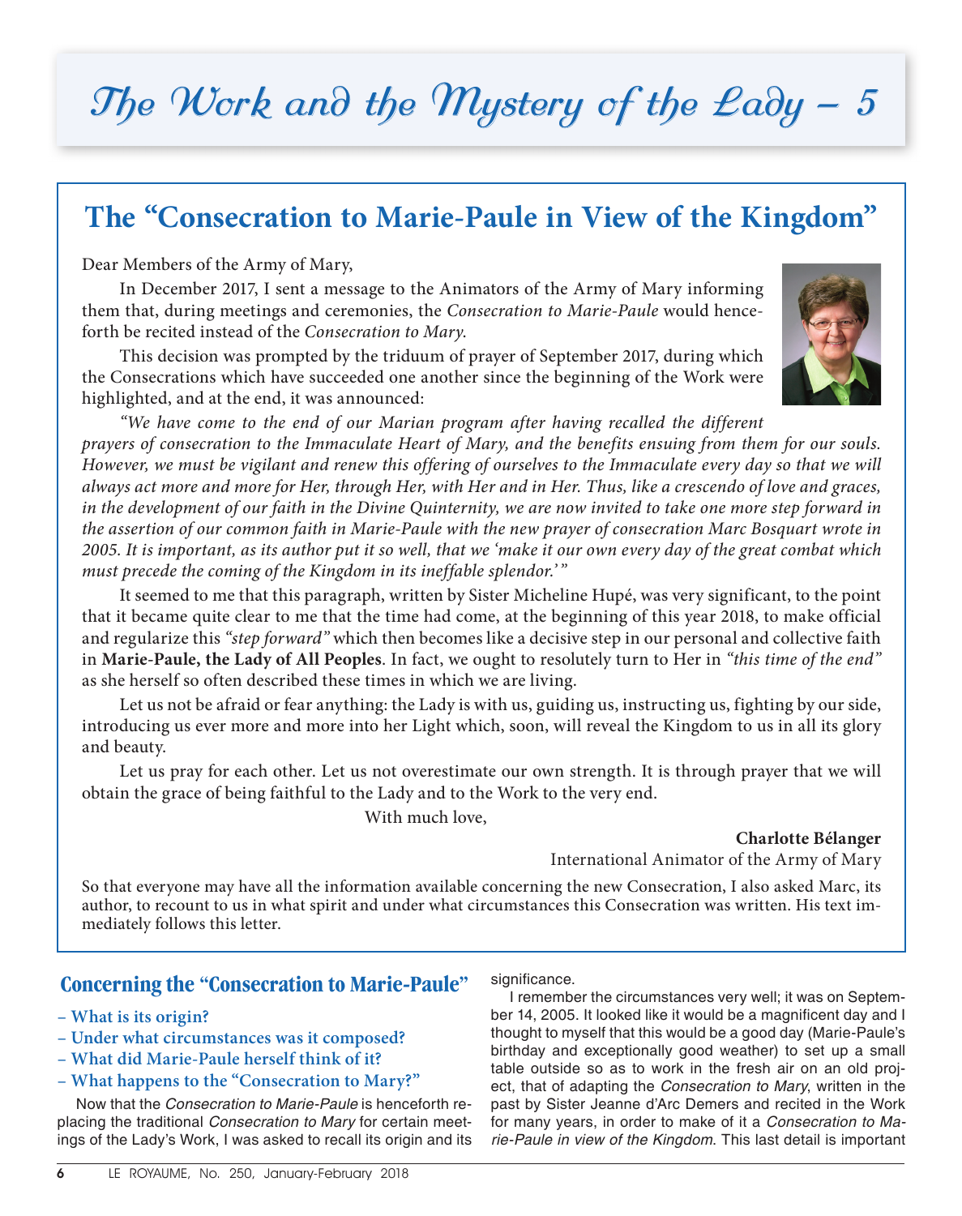# The Work and the Mystery of the Lady – 5

## The "Consecration to Marie-Paule in View of the Kingdom"

Dear Members of the Army of Mary,

In December 2017, I sent a message to the Animators of the Army of Mary informing them that, during meetings and ceremonies, the *Consecration to Marie-Paule* would henceforth be recited instead of the *Consecration to Mary*.

This decision was prompted by the triduum of prayer of September 2017, during which the Consecrations which have succeeded one another since the beginning of the Work were highlighted, and at the end, it was announced:

*"We have come to the end of our Marian program after having recalled the different prayers of consecration to the Immaculate Heart of Mary, and the benefits ensuing from them for our souls. However, we must be vigilant and renew this offering of ourselves to the Immaculate every day so that we will always act more and more for Her, through Her, with Her and in Her. Thus, like a crescendo of love and graces, in the development of our faith in the Divine Quinternity, we are now invited to take one more step forward in the assertion of our common faith in Marie-Paule with the new prayer of consecration Marc Bosquart wrote in 2005. It is important, as its author put it so well, that we 'make it our own every day of the great combat which must precede the coming of the Kingdom in its ineffable splendor.'"*

It seemed to me that this paragraph, written by Sister Micheline Hupé, was very significant, to the point that it became quite clear to me that the time had come, at the beginning of this year 2018, to make official and regularize this *"step forward"* which then becomes like a decisive step in our personal and collective faith in **Marie-Paule, the Lady of All Peoples**. In fact, we ought to resolutely turn to Her in *"this time of the end"* as she herself so often described these times in which we are living.

Let us not be afraid or fear anything: the Lady is with us, guiding us, instructing us, fighting by our side, introducing us ever more and more into her Light which, soon, will reveal the Kingdom to us in all its glory and beauty.

Let us pray for each other. Let us not overestimate our own strength. It is through prayer that we will obtain the grace of being faithful to the Lady and to the Work to the very end.

With much love,

**Charlotte Bélanger**
International Animator of the Army of Mary

So that everyone may have all the information available concerning the new Consecration, I also asked Marc, its author, to recount to us in what spirit and under what circumstances this Consecration was written. His text immediately follows this letter.

### Concerning the "Consecration to Marie-Paule"

- **What is its origin?**
- **Under what circumstances was it composed?**
- **What did Marie-Paule herself think of it?**
- **What happens to the "Consecration to Mary?"**

Now that the *Consecration to Marie-Paule* is henceforth replacing the traditional *Consecration to Mary* for certain meetings of the Lady's Work, I was asked to recall its origin and its significance.

I remember the circumstances very well; it was on September 14, 2005. It looked like it would be a magnificent day and I thought to myself that this would be a good day (Marie-Paule's birthday and exceptionally good weather) to set up a small table outside so as to work in the fresh air on an old project, that of adapting the *Consecration to Mary*, written in the past by Sister Jeanne d'Arc Demers and recited in the Work for many years, in order to make of it a *Consecration to Marie-Paule in view of the Kingdom*. This last detail is important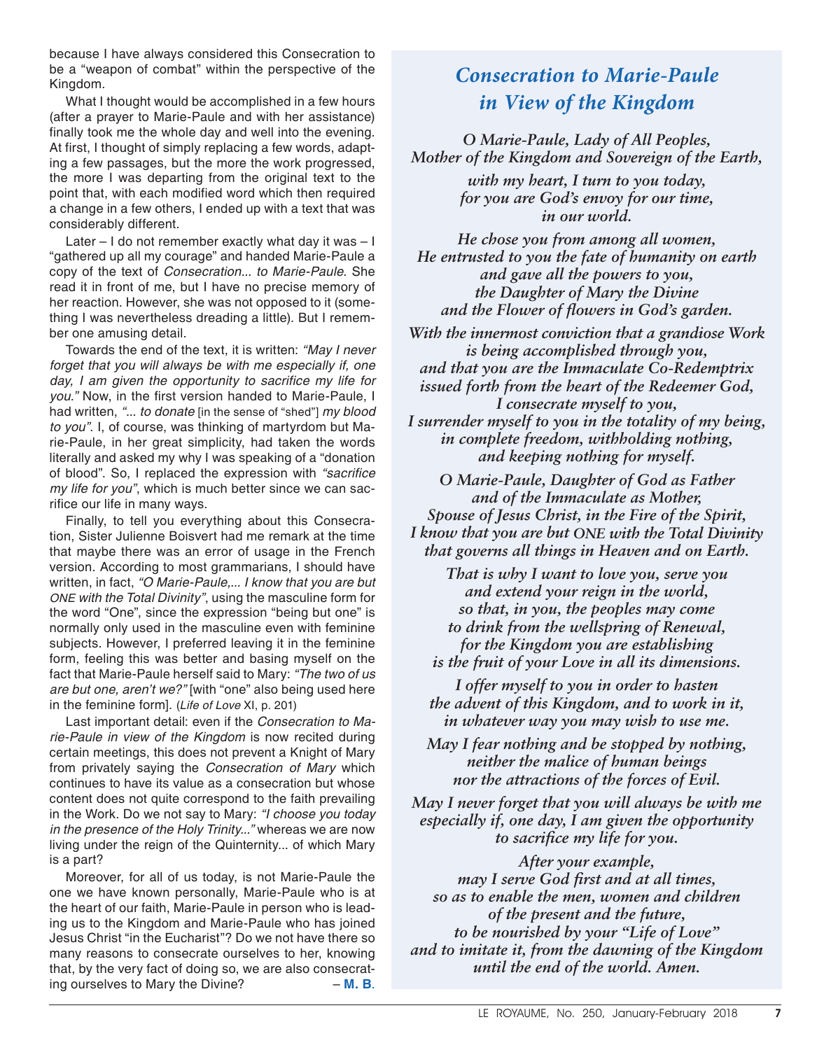because I have always considered this Consecration to be a "weapon of combat" within the perspective of the Kingdom.

What I thought would be accomplished in a few hours (after a prayer to Marie-Paule and with her assistance) finally took me the whole day and well into the evening. At first, I thought of simply replacing a few words, adapting a few passages, but the more the work progressed, the more I was departing from the original text to the point that, with each modified word which then required a change in a few others, I ended up with a text that was considerably different.

Later – I do not remember exactly what day it was – I "gathered up all my courage" and handed Marie-Paule a copy of the text of *Consecration... to Marie-Paule*. She read it in front of me, but I have no precise memory of her reaction. However, she was not opposed to it (something I was nevertheless dreading a little). But I remember one amusing detail.

Towards the end of the text, it is written: *"May I never forget that you will always be with me especially if, one day, I am given the opportunity to sacrifice my life for you."* Now, in the first version handed to Marie-Paule, I had written, *"... to donate* [in the sense of "shed"] *my blood to you"*. I, of course, was thinking of martyrdom but Marie-Paule, in her great simplicity, had taken the words literally and asked my why I was speaking of a "donation of blood". So, I replaced the expression with *"sacrifice my life for you"*, which is much better since we can sacrifice our life in many ways.

Finally, to tell you everything about this Consecration, Sister Julienne Boisvert had me remark at the time that maybe there was an error of usage in the French version. According to most grammarians, I should have written, in fact, *"O Marie-Paule,... I know that you are but ONE with the Total Divinity"*, using the masculine form for the word "One", since the expression "being but one" is normally only used in the masculine even with feminine subjects. However, I preferred leaving it in the feminine form, feeling this was better and basing myself on the fact that Marie-Paule herself said to Mary: *"The two of us are but one, aren't we?"* [with "one" also being used here in the feminine form]. (*Life of Love* XI, p. 201)

Last important detail: even if the *Consecration to Marie-Paule in view of the Kingdom* is now recited during certain meetings, this does not prevent a Knight of Mary from privately saying the *Consecration of Mary* which continues to have its value as a consecration but whose content does not quite correspond to the faith prevailing in the Work. Do we not say to Mary: *"I choose you today in the presence of the Holy Trinity..."* whereas we are now living under the reign of the Quinternity... of which Mary is a part?

Moreover, for all of us today, is not Marie-Paule the one we have known personally, Marie-Paule who is at the heart of our faith, Marie-Paule in person who is leading us to the Kingdom and Marie-Paule who has joined Jesus Christ "in the Eucharist"? Do we not have there so many reasons to consecrate ourselves to her, knowing that, by the very fact of doing so, we are also consecrating ourselves to Mary the Divine? – **M. B.**

## Consecration to Marie-Paule in View of the Kingdom

*O Marie-Paule, Lady of All Peoples,*
*Mother of the Kingdom and Sovereign of the Earth,*
*with my heart, I turn to you today,*
*for you are God's envoy for our time,*
*in our world.*

*He chose you from among all women,*
*He entrusted to you the fate of humanity on earth*
*and gave all the powers to you,*
*the Daughter of Mary the Divine*
*and the Flower of flowers in God's garden.*

*With the innermost conviction that a grandiose Work*
*is being accomplished through you,*
*and that you are the Immaculate Co-Redemptrix*
*issued forth from the heart of the Redeemer God,*
*I consecrate myself to you,*
*I surrender myself to you in the totality of my being,*
*in complete freedom, withholding nothing,*
*and keeping nothing for myself.*

*O Marie-Paule, Daughter of God as Father*
*and of the Immaculate as Mother,*
*Spouse of Jesus Christ, in the Fire of the Spirit,*
*I know that you are but ONE with the Total Divinity*
*that governs all things in Heaven and on Earth.*

*That is why I want to love you, serve you*
*and extend your reign in the world,*
*so that, in you, the peoples may come*
*to drink from the wellspring of Renewal,*
*for the Kingdom you are establishing*
*is the fruit of your Love in all its dimensions.*

*I offer myself to you in order to hasten*
*the advent of this Kingdom, and to work in it,*
*in whatever way you may wish to use me.*

*May I fear nothing and be stopped by nothing,*
*neither the malice of human beings*
*nor the attractions of the forces of Evil.*

*May I never forget that you will always be with me*
*especially if, one day, I am given the opportunity*
*to sacrifice my life for you.*

*After your example,*
*may I serve God first and at all times,*
*so as to enable the men, women and children*
*of the present and the future,*
*to be nourished by your "Life of Love"*
*and to imitate it, from the dawning of the Kingdom*
*until the end of the world. Amen.*